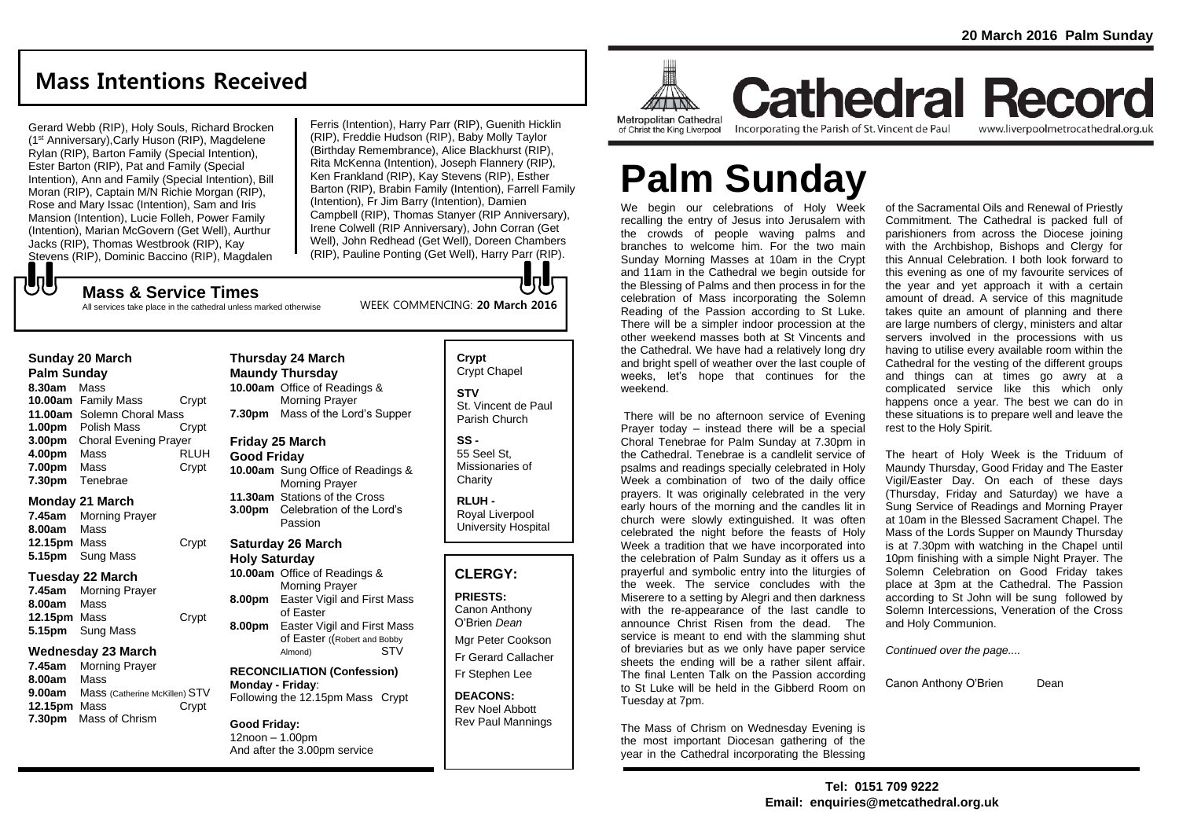# Mass Intentions Received

Gerard Webb (RIP), Holy Souls, Richard Brocken (1st Anniversary),Carly Huson (RIP), Magdelene Rylan (RIP), Barton Family (Special Intention), Ester Barton (RIP), Pat and Family (Special Intention), Ann and Family (Special Intention), Bill Moran (RIP), Captain M/N Richie Morgan (RIP), Rose and Mary Issac (Intention), Sam and Iris Mansion (Intention), Lucie Folleh, Power Family (Intention), Marian McGovern (Get Well), Aurthur Jacks (RIP), Thomas Westbrook (RIP), Kay Stevens (RIP), Dominic Baccino (RIP), Magdalen Ferris (Intention), Harry Parr (RIP), Guenith Hicklin (RIP), Freddie Hudson (RIP), Baby Molly Taylor (Birthday Remembrance), Alice Blackhurst (RIP), Rita McKenna (Intention), Joseph Flannery (RIP), Ken Frankland (RIP), Kay Stevens (RIP), Esther Barton (RIP), Brabin Family (Intention), Farrell Family (Intention), Fr Jim Barry (Intention), Damien Campbell (RIP), Thomas Stanyer (RIP Anniversary), Irene Colwell (RIP Anniversary), John Corran (Get Well), John Redhead (Get Well), Doreen Chambers (RIP), Pauline Ponting (Get Well), Harry Parr (RIP).

## Mass & Service Times

All services take place in the cathedral unless marked otherwise

WEEK COMMENCING: **20 March 2016**

### Sunday 20 March
**Palm Sunday**

**8.30am** Mass
**10.00am** Family Mass — Crypt
**11.00am** Solemn Choral Mass
**1.00pm** Polish Mass — Crypt
**3.00pm** Choral Evening Prayer
**4.00pm** Mass — RLUH
**7.00pm** Mass — Crypt
**7.30pm** Tenebrae

### Monday 21 March

**7.45am** Morning Prayer
**8.00am** Mass
**12.15pm** Mass — Crypt
**5.15pm** Sung Mass

### Tuesday 22 March

**7.45am** Morning Prayer
**8.00am** Mass
**12.15pm** Mass — Crypt
**5.15pm** Sung Mass

### Wednesday 23 March

**7.45am** Morning Prayer
**8.00am** Mass
**9.00am** Mass (Catherine McKillen) STV
**12.15pm** Mass — Crypt
**7.30pm** Mass of Chrism

### Thursday 24 March
**Maundy Thursday**

**10.00am** Office of Readings & Morning Prayer
**7.30pm** Mass of the Lord's Supper

### Friday 25 March
**Good Friday**

**10.00am** Sung Office of Readings & Morning Prayer
**11.30am** Stations of the Cross
**3.00pm** Celebration of the Lord's Passion

### Saturday 26 March
**Holy Saturday**

**10.00am** Office of Readings & Morning Prayer
**8.00pm** Easter Vigil and First Mass of Easter
**8.00pm** Easter Vigil and First Mass of Easter ((Robert and Bobby Almond) STV

**RECONCILIATION (Confession)**
**Monday - Friday**:
Following the 12.15pm Mass Crypt

**Good Friday:**
12noon – 1.00pm
And after the 3.00pm service

**Crypt**
Crypt Chapel

**STV**
St. Vincent de Paul Parish Church

**SS -**
55 Seel St, Missionaries of Charity

**RLUH -**
Royal Liverpool University Hospital

## CLERGY:

**PRIESTS:**
Canon Anthony O'Brien *Dean*
Mgr Peter Cookson
Fr Gerard Callacher
Fr Stephen Lee

**DEACONS:**
Rev Noel Abbott
Rev Paul Mannings

20 March 2016 Palm Sunday

Metropolitan Cathedral of Christ the King Liverpool

# Cathedral Record

Incorporating the Parish of St. Vincent de Paul — www.liverpoolmetrocathedral.org.uk

# Palm Sunday

We begin our celebrations of Holy Week recalling the entry of Jesus into Jerusalem with the crowds of people waving palms and branches to welcome him. For the two main Sunday Morning Masses at 10am in the Crypt and 11am in the Cathedral we begin outside for the Blessing of Palms and then process in for the celebration of Mass incorporating the Solemn Reading of the Passion according to St Luke. There will be a simpler indoor procession at the other weekend masses both at St Vincents and the Cathedral. We have had a relatively long dry and bright spell of weather over the last couple of weeks, let's hope that continues for the weekend.

There will be no afternoon service of Evening Prayer today – instead there will be a special Choral Tenebrae for Palm Sunday at 7.30pm in the Cathedral. Tenebrae is a candlelit service of psalms and readings specially celebrated in Holy Week a combination of two of the daily office prayers. It was originally celebrated in the very early hours of the morning and the candles lit in church were slowly extinguished. It was often celebrated the night before the feasts of Holy Week a tradition that we have incorporated into the celebration of Palm Sunday as it offers us a prayerful and symbolic entry into the liturgies of the week. The service concludes with the Miserere to a setting by Alegri and then darkness with the re-appearance of the last candle to announce Christ Risen from the dead. The service is meant to end with the slamming shut of breviaries but as we only have paper service sheets the ending will be a rather silent affair. The final Lenten Talk on the Passion according to St Luke will be held in the Gibberd Room on Tuesday at 7pm.

The Mass of Chrism on Wednesday Evening is the most important Diocesan gathering of the year in the Cathedral incorporating the Blessing of the Sacramental Oils and Renewal of Priestly Commitment. The Cathedral is packed full of parishioners from across the Diocese joining with the Archbishop, Bishops and Clergy for this Annual Celebration. I both look forward to this evening as one of my favourite services of the year and yet approach it with a certain amount of dread. A service of this magnitude takes quite an amount of planning and there are large numbers of clergy, ministers and altar servers involved in the processions with us having to utilise every available room within the Cathedral for the vesting of the different groups and things can at times go awry at a complicated service like this which only happens once a year. The best we can do in these situations is to prepare well and leave the rest to the Holy Spirit.

The heart of Holy Week is the Triduum of Maundy Thursday, Good Friday and The Easter Vigil/Easter Day. On each of these days (Thursday, Friday and Saturday) we have a Sung Service of Readings and Morning Prayer at 10am in the Blessed Sacrament Chapel. The Mass of the Lords Supper on Maundy Thursday is at 7.30pm with watching in the Chapel until 10pm finishing with a simple Night Prayer. The Solemn Celebration on Good Friday takes place at 3pm at the Cathedral. The Passion according to St John will be sung followed by Solemn Intercessions, Veneration of the Cross and Holy Communion.

*Continued over the page....*

Canon Anthony O'Brien — Dean

**Tel: 0151 709 9222**
**Email: enquiries@metcathedral.org.uk**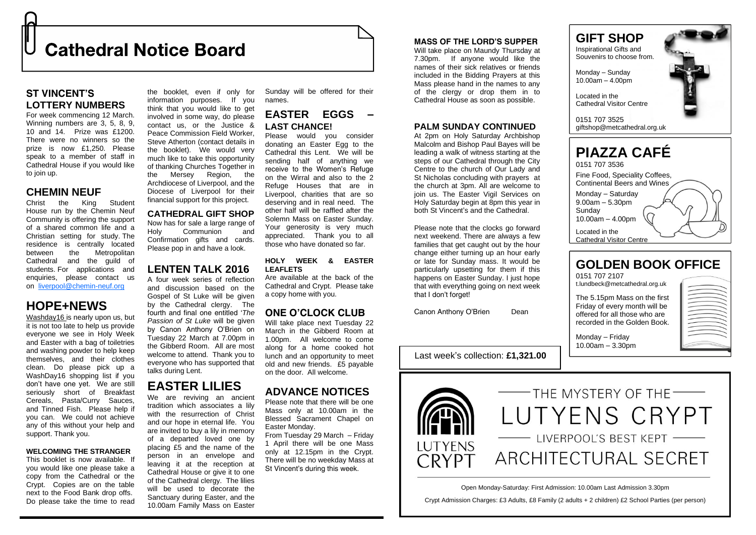# Cathedral Notice Board

## ST VINCENT'S LOTTERY NUMBERS

For week commencing 12 March. Winning numbers are 3, 5, 8, 9, 10 and 14. Prize was £1200. There were no winners so the prize is now £1,250. Please speak to a member of staff in Cathedral House if you would like to join up.

## CHEMIN NEUF

Christ the King Student House run by the Chemin Neuf Community is offering the support of a shared common life and a Christian setting for study. The residence is centrally located between the Metropolitan Cathedral and the guild of students. For applications and enquiries, please contact us on liverpool@chemin-neuf.org

## HOPE+NEWS

Washday16 is nearly upon us, but it is not too late to help us provide everyone we see in Holy Week and Easter with a bag of toiletries and washing powder to help keep themselves, and their clothes clean. Do please pick up a WashDay16 shopping list if you don't have one yet. We are still seriously short of Breakfast Cereals, Pasta/Curry Sauces, and Tinned Fish. Please help if you can. We could not achieve any of this without your help and support. Thank you.

### WELCOMING THE STRANGER

This booklet is now available. If you would like one please take a copy from the Cathedral or the Crypt. Copies are on the table next to the Food Bank drop offs. Do please take the time to read the booklet, even if only for information purposes. If you think that you would like to get involved in some way, do please contact us, or the Justice & Peace Commission Field Worker, Steve Atherton (contact details in the booklet). We would very much like to take this opportunity of thanking Churches Together in the Mersey Region, the Archdiocese of Liverpool, and the Diocese of Liverpool for their financial support for this project.

### CATHEDRAL GIFT SHOP

Now has for sale a large range of Holy Communion and Confirmation gifts and cards. Please pop in and have a look.

## LENTEN TALK 2016

A four week series of reflection and discussion based on the Gospel of St Luke will be given by the Cathedral clergy. The fourth and final one entitled '*The Passion of St Luke* will be given by Canon Anthony O'Brien on Tuesday 22 March at 7.00pm in the Gibberd Room. All are most welcome to attend. Thank you to everyone who has supported that talks during Lent.

## EASTER LILIES

We are reviving an ancient tradition which associates a lily with the resurrection of Christ and our hope in eternal life. You are invited to buy a lily in memory of a departed loved one by placing £5 and the name of the person in an envelope and leaving it at the reception at Cathedral House or give it to one of the Cathedral clergy. The lilies will be used to decorate the Sanctuary during Easter, and the 10.00am Family Mass on Easter Sunday will be offered for their names.

## EASTER EGGS – LAST CHANCE!

Please would you consider donating an Easter Egg to the Cathedral this Lent. We will be sending half of anything we receive to the Women's Refuge on the Wirral and also to the 2 Refuge Houses that are in Liverpool, charities that are so deserving and in real need. The other half will be raffled after the Solemn Mass on Easter Sunday. Your generosity is very much appreciated. Thank you to all those who have donated so far.

### HOLY WEEK & EASTER LEAFLETS

Are available at the back of the Cathedral and Crypt. Please take a copy home with you.

## ONE O'CLOCK CLUB

Will take place next Tuesday 22 March in the Gibberd Room at 1.00pm. All welcome to come along for a home cooked hot lunch and an opportunity to meet old and new friends. £5 payable on the door. All welcome.

## ADVANCE NOTICES

Please note that there will be one Mass only at 10.00am in the Blessed Sacrament Chapel on Easter Monday.

From Tuesday 29 March – Friday 1 April there will be one Mass only at 12.15pm in the Crypt. There will be no weekday Mass at St Vincent's during this week.

### MASS OF THE LORD'S SUPPER

Will take place on Maundy Thursday at 7.30pm. If anyone would like the names of their sick relatives or friends included in the Bidding Prayers at this Mass please hand in the names to any of the clergy or drop them in to Cathedral House as soon as possible.

### PALM SUNDAY CONTINUED

At 2pm on Holy Saturday Archbishop Malcolm and Bishop Paul Bayes will be leading a walk of witness starting at the steps of our Cathedral through the City Centre to the church of Our Lady and St Nicholas concluding with prayers at the church at 3pm. All are welcome to join us. The Easter Vigil Services on Holy Saturday begin at 8pm this year in both St Vincent's and the Cathedral.

Please note that the clocks go forward next weekend. There are always a few families that get caught out by the hour change either turning up an hour early or late for Sunday mass. It would be particularly upsetting for them if this happens on Easter Sunday. I just hope that with everything going on next week that I don't forget!

Canon Anthony O'Brien Dean

Last week's collection: **£1,321.00**

## GIFT SHOP

Inspirational Gifts and Souvenirs to choose from.

Monday – Sunday
10.00am – 4.00pm

Located in the Cathedral Visitor Centre

0151 707 3525
giftshop@metcathedral.org.uk

## PIAZZA CAFÉ

0151 707 3536

Fine Food, Speciality Coffees, Continental Beers and Wines

Monday – Saturday
9.00am – 5.30pm
Sunday
10.00am – 4.00pm

Located in the Cathedral Visitor Centre

## GOLDEN BOOK OFFICE

0151 707 2107
t.lundbeck@metcathedral.org.uk

The 5.15pm Mass on the first Friday of every month will be offered for all those who are recorded in the Golden Book.

Monday – Friday
10.00am – 3.30pm

LUTYENS CRYPT

THE MYSTERY OF THE LUTYENS CRYPT

LIVERPOOL'S BEST KEPT ARCHITECTURAL SECRET

Open Monday-Saturday: First Admission: 10.00am Last Admission 3.30pm

Crypt Admission Charges: £3 Adults, £8 Family (2 adults + 2 children) £2 School Parties (per person)